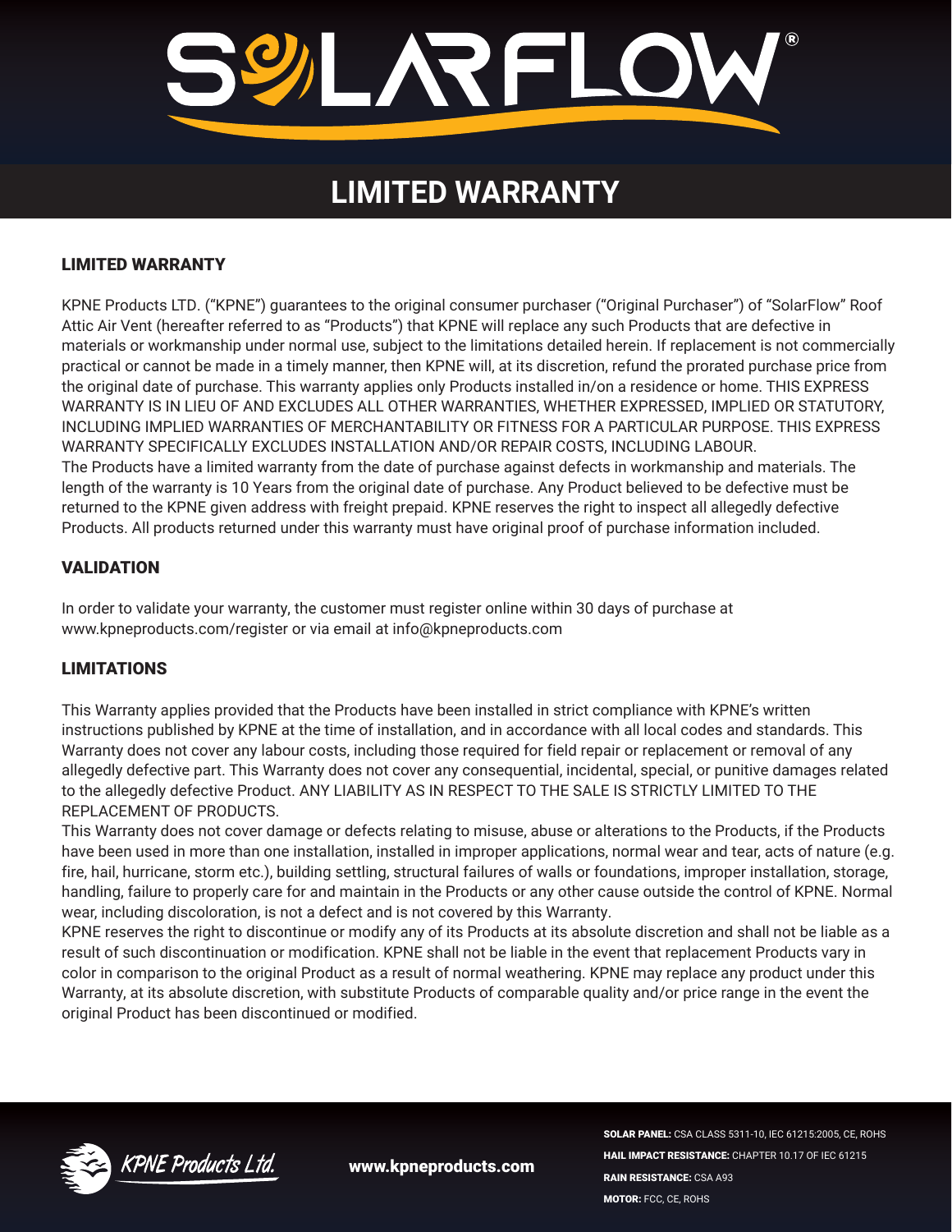# SOLARFLOW®

# LIMITED WARRANTY

## LIMITED WARRANTY

KPNE Products LTD. ("KPNE") guarantees to the original consumer purchaser ("Original Purchaser") of "SolarFlow" Roof Attic Air Vent (hereafter referred to as "Products") that KPNE will replace any such Products that are defective in materials or workmanship under normal use, subject to the limitations detailed herein. If replacement is not commercially practical or cannot be made in a timely manner, then KPNE will, at its discretion, refund the prorated purchase price from the original date of purchase. This warranty applies only Products installed in/on a residence or home. THIS EXPRESS WARRANTY IS IN LIEU OF AND EXCLUDES ALL OTHER WARRANTIES, WHETHER EXPRESSED, IMPLIED OR STATUTORY, INCLUDING IMPLIED WARRANTIES OF MERCHANTABILITY OR FITNESS FOR A PARTICULAR PURPOSE. THIS EXPRESS WARRANTY SPECIFICALLY EXCLUDES INSTALLATION AND/OR REPAIR COSTS, INCLUDING LABOUR.

The Products have a limited warranty from the date of purchase against defects in workmanship and materials. The length of the warranty is 10 Years from the original date of purchase. Any Product believed to be defective must be returned to the KPNE given address with freight prepaid. KPNE reserves the right to inspect all allegedly defective Products. All products returned under this warranty must have original proof of purchase information included.

## VALIDATION

In order to validate your warranty, the customer must register online within 30 days of purchase at www.kpneproducts.com/register or via email at info@kpneproducts.com

## LIMITATIONS

This Warranty applies provided that the Products have been installed in strict compliance with KPNE's written instructions published by KPNE at the time of installation, and in accordance with all local codes and standards. This Warranty does not cover any labour costs, including those required for field repair or replacement or removal of any allegedly defective part. This Warranty does not cover any consequential, incidental, special, or punitive damages related to the allegedly defective Product. ANY LIABILITY AS IN RESPECT TO THE SALE IS STRICTLY LIMITED TO THE REPLACEMENT OF PRODUCTS.

This Warranty does not cover damage or defects relating to misuse, abuse or alterations to the Products, if the Products have been used in more than one installation, installed in improper applications, normal wear and tear, acts of nature (e.g. fire, hail, hurricane, storm etc.), building settling, structural failures of walls or foundations, improper installation, storage, handling, failure to properly care for and maintain in the Products or any other cause outside the control of KPNE. Normal wear, including discoloration, is not a defect and is not covered by this Warranty.

KPNE reserves the right to discontinue or modify any of its Products at its absolute discretion and shall not be liable as a result of such discontinuation or modification. KPNE shall not be liable in the event that replacement Products vary in color in comparison to the original Product as a result of normal weathering. KPNE may replace any product under this Warranty, at its absolute discretion, with substitute Products of comparable quality and/or price range in the event the original Product has been discontinued or modified.

KPNE Products Ltd.

www.kpneproducts.com

**SOLAR PANEL:** CSA CLASS 5311-10, IEC 61215:2005, CE, ROHS
**HAIL IMPACT RESISTANCE:** CHAPTER 10.17 OF IEC 61215
**RAIN RESISTANCE:** CSA A93
**MOTOR:** FCC, CE, ROHS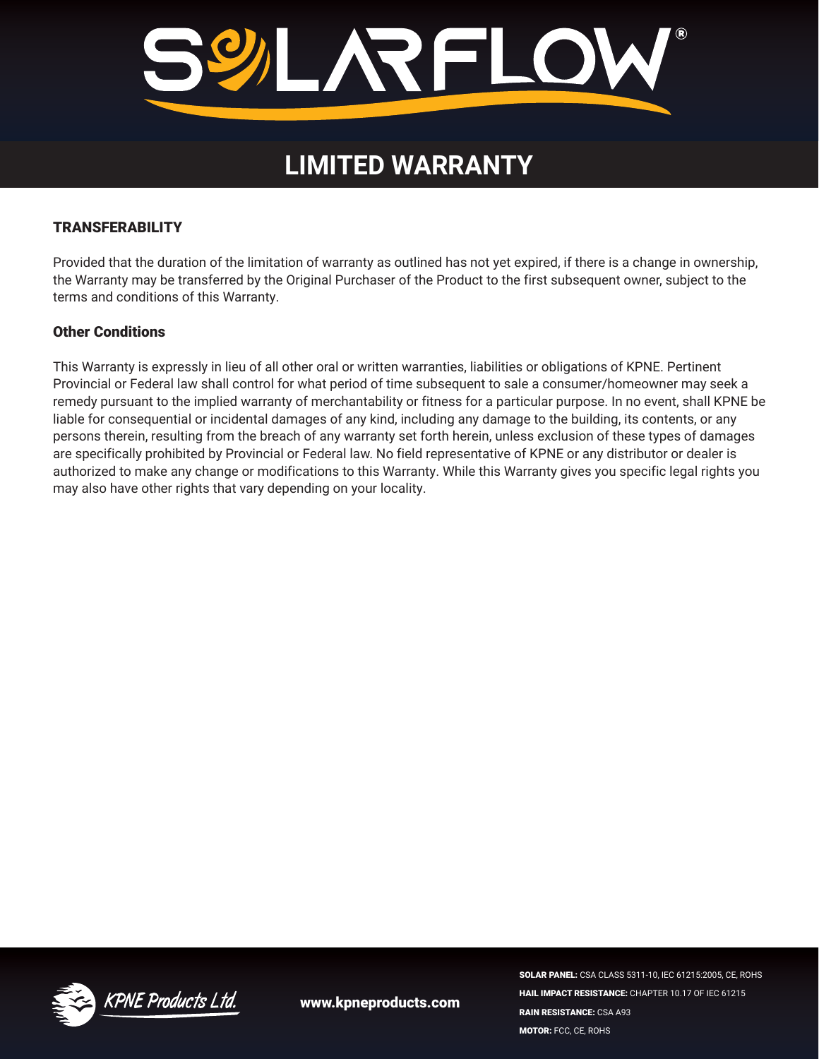# LIMITED WARRANTY

## TRANSFERABILITY

Provided that the duration of the limitation of warranty as outlined has not yet expired, if there is a change in ownership, the Warranty may be transferred by the Original Purchaser of the Product to the first subsequent owner, subject to the terms and conditions of this Warranty.

## Other Conditions

This Warranty is expressly in lieu of all other oral or written warranties, liabilities or obligations of KPNE. Pertinent Provincial or Federal law shall control for what period of time subsequent to sale a consumer/homeowner may seek a remedy pursuant to the implied warranty of merchantability or fitness for a particular purpose. In no event, shall KPNE be liable for consequential or incidental damages of any kind, including any damage to the building, its contents, or any persons therein, resulting from the breach of any warranty set forth herein, unless exclusion of these types of damages are specifically prohibited by Provincial or Federal law. No field representative of KPNE or any distributor or dealer is authorized to make any change or modifications to this Warranty. While this Warranty gives you specific legal rights you may also have other rights that vary depending on your locality.

KPNE Products Ltd.

www.kpneproducts.com

**SOLAR PANEL:** CSA CLASS 5311-10, IEC 61215:2005, CE, ROHS

**HAIL IMPACT RESISTANCE:** CHAPTER 10.17 OF IEC 61215

**RAIN RESISTANCE:** CSA A93

**MOTOR:** FCC, CE, ROHS